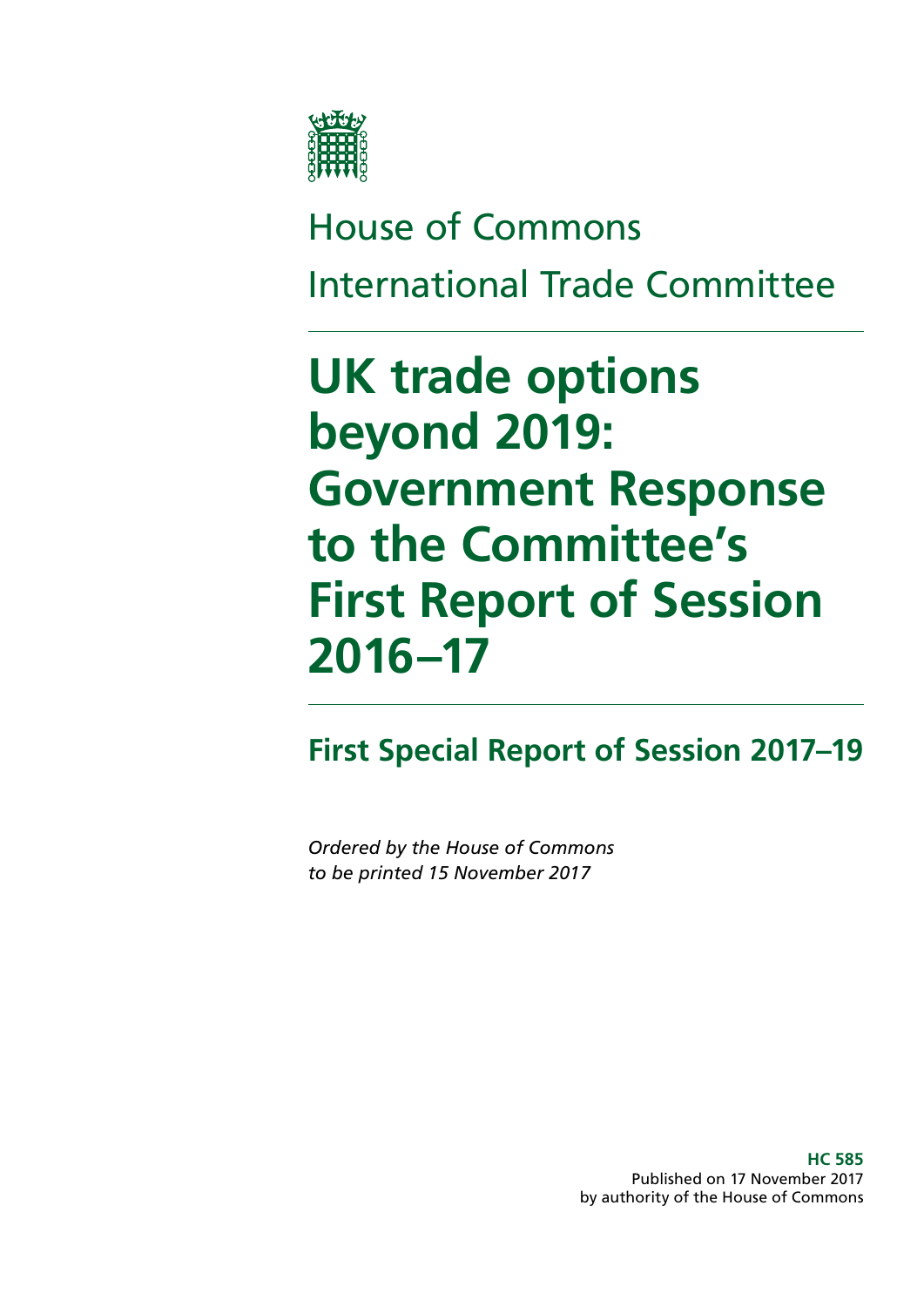House of Commons

International Trade Committee

# UK trade options beyond 2019: Government Response to the Committee's First Report of Session 2016–17

## First Special Report of Session 2017–19

*Ordered by the House of Commons to be printed 15 November 2017*

**HC 585**
Published on 17 November 2017
by authority of the House of Commons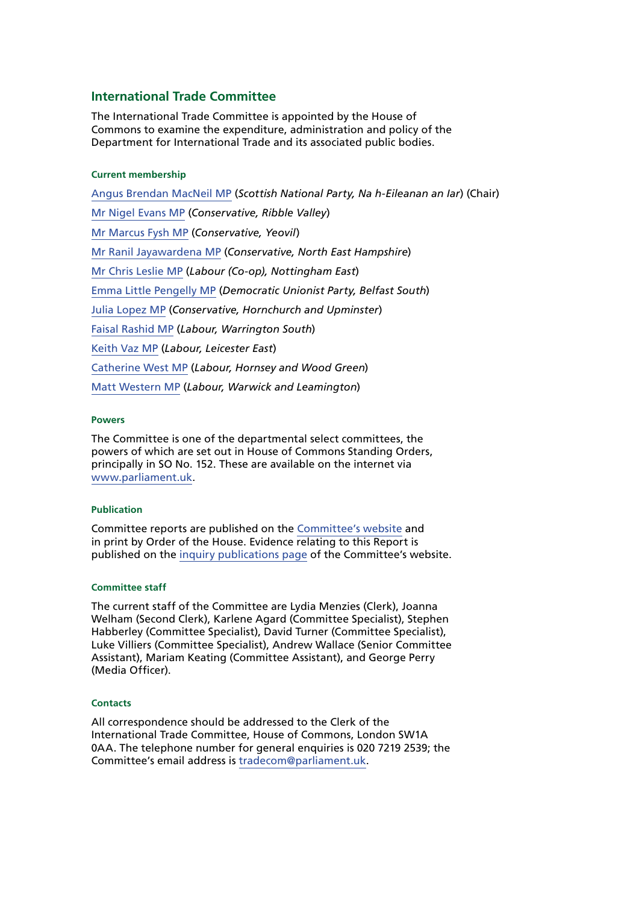## International Trade Committee

The International Trade Committee is appointed by the House of Commons to examine the expenditure, administration and policy of the Department for International Trade and its associated public bodies.

#### Current membership

Angus Brendan MacNeil MP (*Scottish National Party, Na h-Eileanan an Iar*) (Chair)

Mr Nigel Evans MP (*Conservative, Ribble Valley*)

Mr Marcus Fysh MP (*Conservative, Yeovil*)

Mr Ranil Jayawardena MP (*Conservative, North East Hampshire*)

Mr Chris Leslie MP (*Labour (Co-op), Nottingham East*)

Emma Little Pengelly MP (*Democratic Unionist Party, Belfast South*)

Julia Lopez MP (*Conservative, Hornchurch and Upminster*)

Faisal Rashid MP (*Labour, Warrington South*)

Keith Vaz MP (*Labour, Leicester East*)

Catherine West MP (*Labour, Hornsey and Wood Green*)

Matt Western MP (*Labour, Warwick and Leamington*)

#### Powers

The Committee is one of the departmental select committees, the powers of which are set out in House of Commons Standing Orders, principally in SO No. 152. These are available on the internet via www.parliament.uk.

#### Publication

Committee reports are published on the Committee's website and in print by Order of the House. Evidence relating to this Report is published on the inquiry publications page of the Committee's website.

#### Committee staff

The current staff of the Committee are Lydia Menzies (Clerk), Joanna Welham (Second Clerk), Karlene Agard (Committee Specialist), Stephen Habberley (Committee Specialist), David Turner (Committee Specialist), Luke Villiers (Committee Specialist), Andrew Wallace (Senior Committee Assistant), Mariam Keating (Committee Assistant), and George Perry (Media Officer).

#### Contacts

All correspondence should be addressed to the Clerk of the International Trade Committee, House of Commons, London SW1A 0AA. The telephone number for general enquiries is 020 7219 2539; the Committee's email address is tradecom@parliament.uk.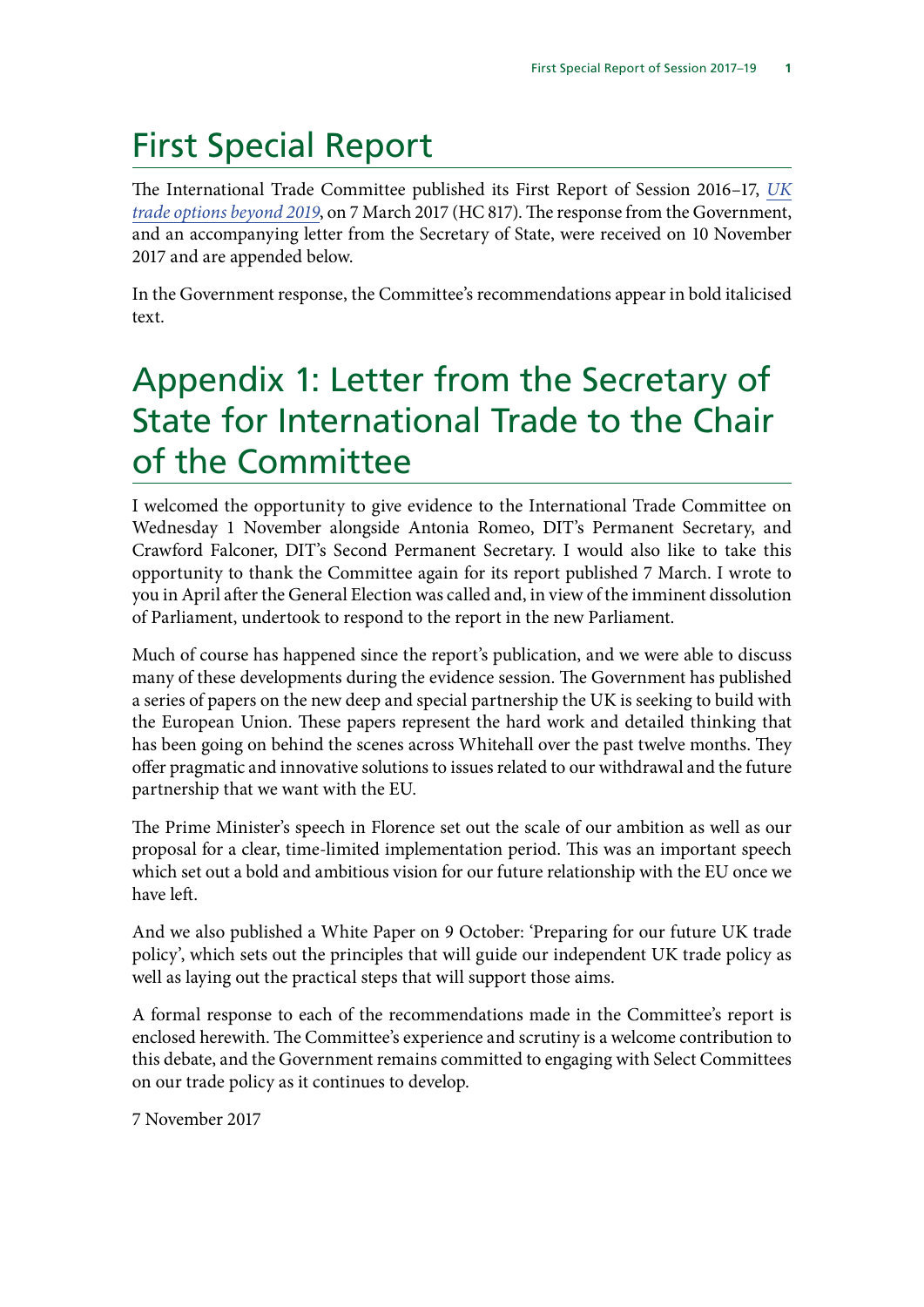# First Special Report

The International Trade Committee published its First Report of Session 2016–17, *UK trade options beyond 2019*, on 7 March 2017 (HC 817). The response from the Government, and an accompanying letter from the Secretary of State, were received on 10 November 2017 and are appended below.

In the Government response, the Committee's recommendations appear in bold italicised text.

# Appendix 1: Letter from the Secretary of State for International Trade to the Chair of the Committee

I welcomed the opportunity to give evidence to the International Trade Committee on Wednesday 1 November alongside Antonia Romeo, DIT's Permanent Secretary, and Crawford Falconer, DIT's Second Permanent Secretary. I would also like to take this opportunity to thank the Committee again for its report published 7 March. I wrote to you in April after the General Election was called and, in view of the imminent dissolution of Parliament, undertook to respond to the report in the new Parliament.

Much of course has happened since the report's publication, and we were able to discuss many of these developments during the evidence session. The Government has published a series of papers on the new deep and special partnership the UK is seeking to build with the European Union. These papers represent the hard work and detailed thinking that has been going on behind the scenes across Whitehall over the past twelve months. They offer pragmatic and innovative solutions to issues related to our withdrawal and the future partnership that we want with the EU.

The Prime Minister's speech in Florence set out the scale of our ambition as well as our proposal for a clear, time-limited implementation period. This was an important speech which set out a bold and ambitious vision for our future relationship with the EU once we have left.

And we also published a White Paper on 9 October: 'Preparing for our future UK trade policy', which sets out the principles that will guide our independent UK trade policy as well as laying out the practical steps that will support those aims.

A formal response to each of the recommendations made in the Committee's report is enclosed herewith. The Committee's experience and scrutiny is a welcome contribution to this debate, and the Government remains committed to engaging with Select Committees on our trade policy as it continues to develop.

7 November 2017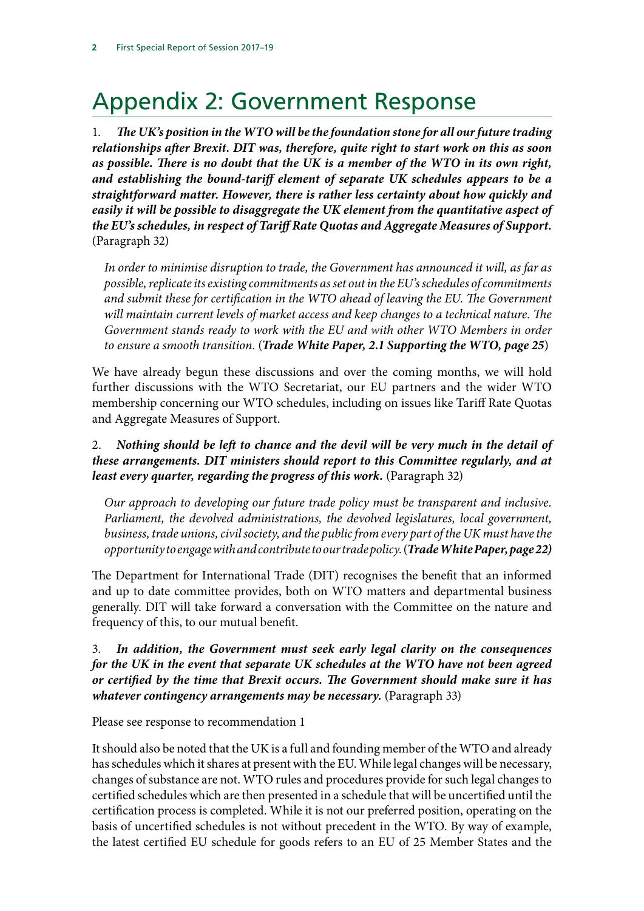# Appendix 2: Government Response

1. ***The UK's position in the WTO will be the foundation stone for all our future trading relationships after Brexit. DIT was, therefore, quite right to start work on this as soon as possible. There is no doubt that the UK is a member of the WTO in its own right, and establishing the bound-tariff element of separate UK schedules appears to be a straightforward matter. However, there is rather less certainty about how quickly and easily it will be possible to disaggregate the UK element from the quantitative aspect of the EU's schedules, in respect of Tariff Rate Quotas and Aggregate Measures of Support.*** (Paragraph 32)

> *In order to minimise disruption to trade, the Government has announced it will, as far as possible, replicate its existing commitments as set out in the EU's schedules of commitments and submit these for certification in the WTO ahead of leaving the EU. The Government will maintain current levels of market access and keep changes to a technical nature. The Government stands ready to work with the EU and with other WTO Members in order to ensure a smooth transition.* (***Trade White Paper, 2.1 Supporting the WTO, page 25***)

We have already begun these discussions and over the coming months, we will hold further discussions with the WTO Secretariat, our EU partners and the wider WTO membership concerning our WTO schedules, including on issues like Tariff Rate Quotas and Aggregate Measures of Support.

2. ***Nothing should be left to chance and the devil will be very much in the detail of these arrangements. DIT ministers should report to this Committee regularly, and at least every quarter, regarding the progress of this work.*** (Paragraph 32)

> *Our approach to developing our future trade policy must be transparent and inclusive. Parliament, the devolved administrations, the devolved legislatures, local government, business, trade unions, civil society, and the public from every part of the UK must have the opportunity to engage with and contribute to our trade policy.* (***Trade White Paper, page 22)***

The Department for International Trade (DIT) recognises the benefit that an informed and up to date committee provides, both on WTO matters and departmental business generally. DIT will take forward a conversation with the Committee on the nature and frequency of this, to our mutual benefit.

3. ***In addition, the Government must seek early legal clarity on the consequences for the UK in the event that separate UK schedules at the WTO have not been agreed or certified by the time that Brexit occurs. The Government should make sure it has whatever contingency arrangements may be necessary.*** (Paragraph 33)

Please see response to recommendation 1

It should also be noted that the UK is a full and founding member of the WTO and already has schedules which it shares at present with the EU. While legal changes will be necessary, changes of substance are not. WTO rules and procedures provide for such legal changes to certified schedules which are then presented in a schedule that will be uncertified until the certification process is completed. While it is not our preferred position, operating on the basis of uncertified schedules is not without precedent in the WTO. By way of example, the latest certified EU schedule for goods refers to an EU of 25 Member States and the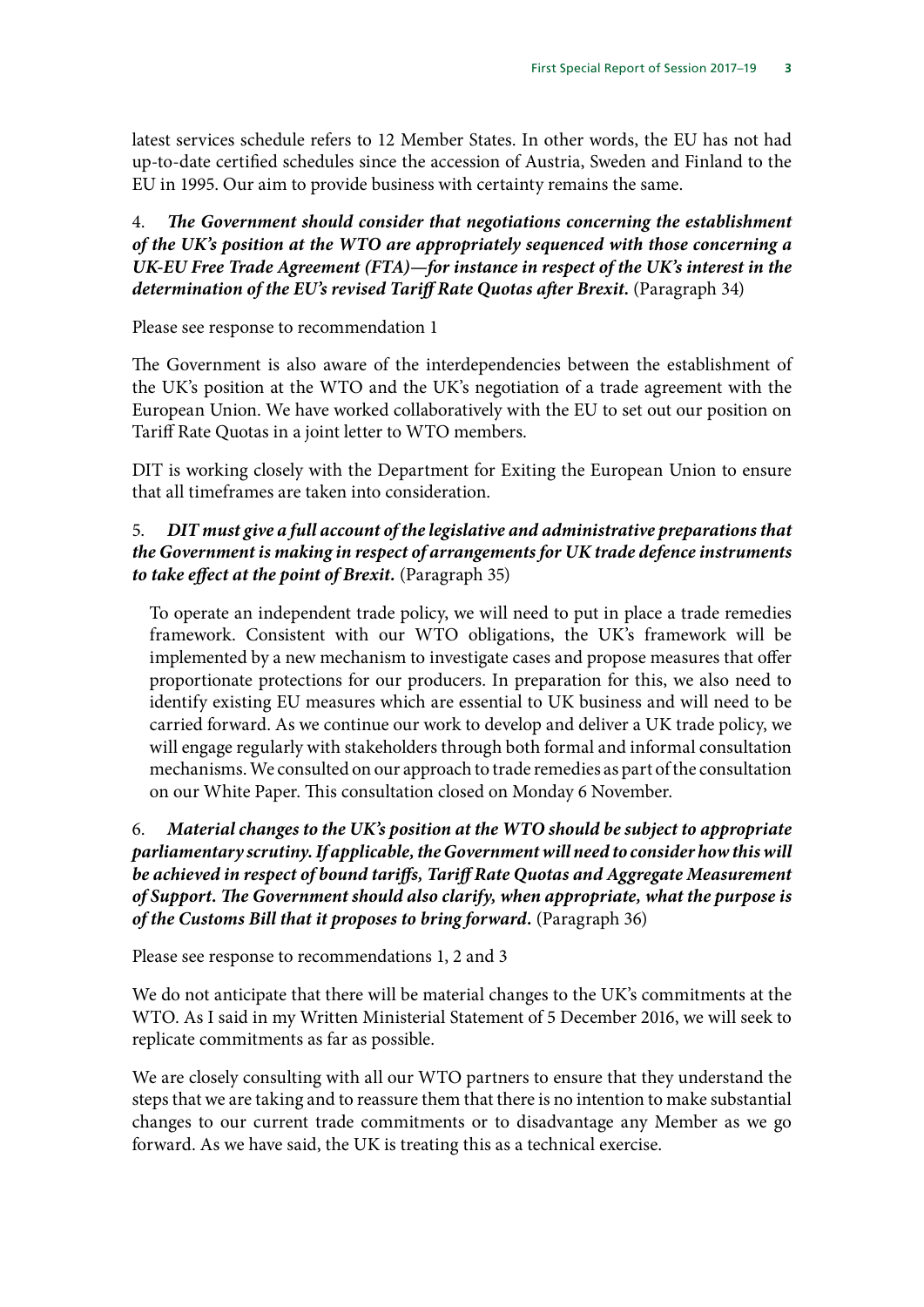latest services schedule refers to 12 Member States. In other words, the EU has not had up-to-date certified schedules since the accession of Austria, Sweden and Finland to the EU in 1995. Our aim to provide business with certainty remains the same.

4. ***The Government should consider that negotiations concerning the establishment of the UK's position at the WTO are appropriately sequenced with those concerning a UK-EU Free Trade Agreement (FTA)—for instance in respect of the UK's interest in the determination of the EU's revised Tariff Rate Quotas after Brexit.*** (Paragraph 34)

Please see response to recommendation 1

The Government is also aware of the interdependencies between the establishment of the UK's position at the WTO and the UK's negotiation of a trade agreement with the European Union. We have worked collaboratively with the EU to set out our position on Tariff Rate Quotas in a joint letter to WTO members.

DIT is working closely with the Department for Exiting the European Union to ensure that all timeframes are taken into consideration.

5. ***DIT must give a full account of the legislative and administrative preparations that the Government is making in respect of arrangements for UK trade defence instruments to take effect at the point of Brexit.*** (Paragraph 35)

To operate an independent trade policy, we will need to put in place a trade remedies framework. Consistent with our WTO obligations, the UK's framework will be implemented by a new mechanism to investigate cases and propose measures that offer proportionate protections for our producers. In preparation for this, we also need to identify existing EU measures which are essential to UK business and will need to be carried forward. As we continue our work to develop and deliver a UK trade policy, we will engage regularly with stakeholders through both formal and informal consultation mechanisms. We consulted on our approach to trade remedies as part of the consultation on our White Paper. This consultation closed on Monday 6 November.

6. ***Material changes to the UK's position at the WTO should be subject to appropriate parliamentary scrutiny. If applicable, the Government will need to consider how this will be achieved in respect of bound tariffs, Tariff Rate Quotas and Aggregate Measurement of Support. The Government should also clarify, when appropriate, what the purpose is of the Customs Bill that it proposes to bring forward.*** (Paragraph 36)

Please see response to recommendations 1, 2 and 3

We do not anticipate that there will be material changes to the UK's commitments at the WTO. As I said in my Written Ministerial Statement of 5 December 2016, we will seek to replicate commitments as far as possible.

We are closely consulting with all our WTO partners to ensure that they understand the steps that we are taking and to reassure them that there is no intention to make substantial changes to our current trade commitments or to disadvantage any Member as we go forward. As we have said, the UK is treating this as a technical exercise.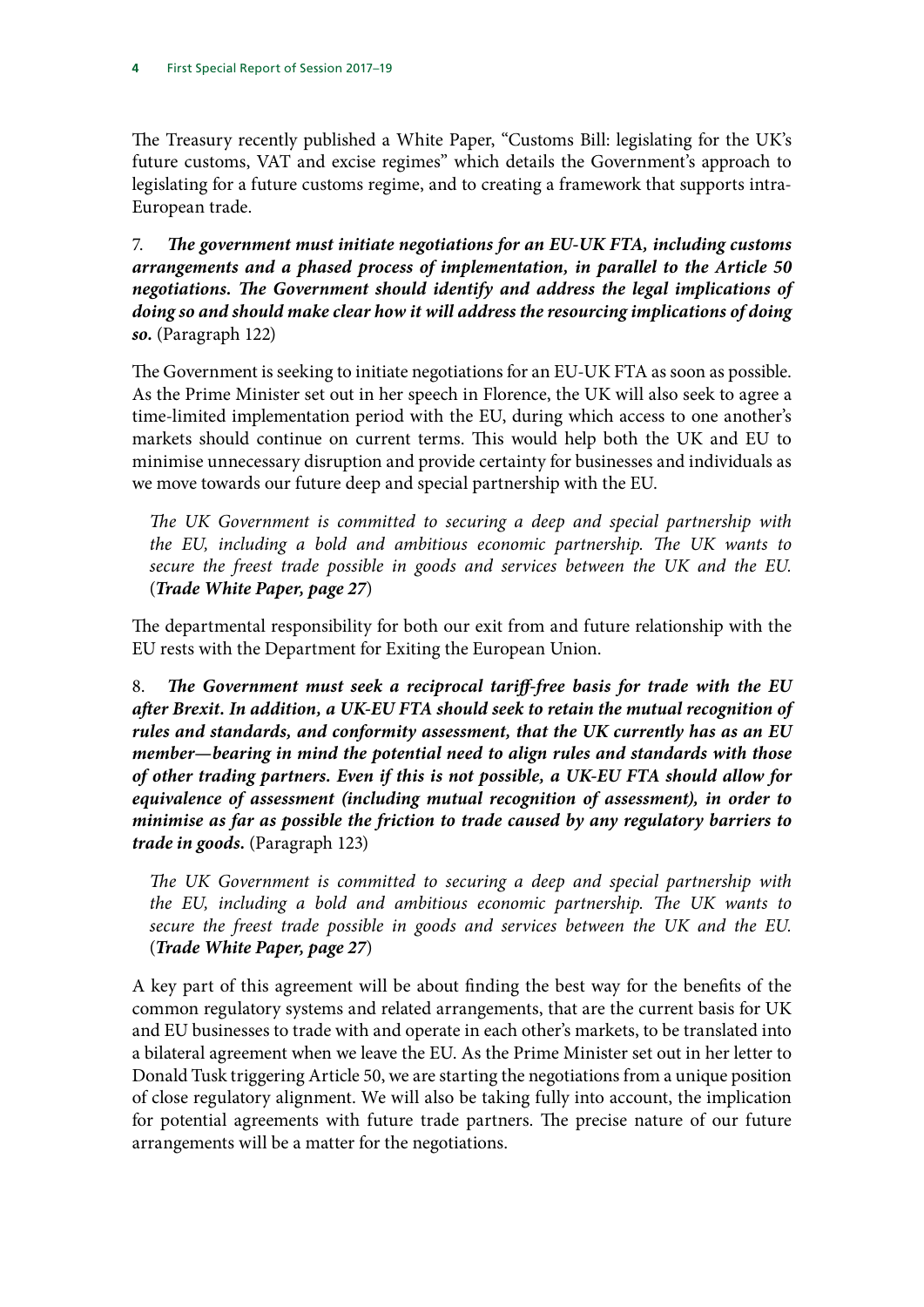The Treasury recently published a White Paper, "Customs Bill: legislating for the UK's future customs, VAT and excise regimes" which details the Government's approach to legislating for a future customs regime, and to creating a framework that supports intra-European trade.

7. ***The government must initiate negotiations for an EU-UK FTA, including customs arrangements and a phased process of implementation, in parallel to the Article 50 negotiations. The Government should identify and address the legal implications of doing so and should make clear how it will address the resourcing implications of doing so.*** (Paragraph 122)

The Government is seeking to initiate negotiations for an EU-UK FTA as soon as possible. As the Prime Minister set out in her speech in Florence, the UK will also seek to agree a time-limited implementation period with the EU, during which access to one another's markets should continue on current terms. This would help both the UK and EU to minimise unnecessary disruption and provide certainty for businesses and individuals as we move towards our future deep and special partnership with the EU.

> *The UK Government is committed to securing a deep and special partnership with the EU, including a bold and ambitious economic partnership. The UK wants to secure the freest trade possible in goods and services between the UK and the EU.* (***Trade White Paper, page 27***)

The departmental responsibility for both our exit from and future relationship with the EU rests with the Department for Exiting the European Union.

8. ***The Government must seek a reciprocal tariff-free basis for trade with the EU after Brexit. In addition, a UK-EU FTA should seek to retain the mutual recognition of rules and standards, and conformity assessment, that the UK currently has as an EU member—bearing in mind the potential need to align rules and standards with those of other trading partners. Even if this is not possible, a UK-EU FTA should allow for equivalence of assessment (including mutual recognition of assessment), in order to minimise as far as possible the friction to trade caused by any regulatory barriers to trade in goods.*** (Paragraph 123)

> *The UK Government is committed to securing a deep and special partnership with the EU, including a bold and ambitious economic partnership. The UK wants to secure the freest trade possible in goods and services between the UK and the EU.* (***Trade White Paper, page 27***)

A key part of this agreement will be about finding the best way for the benefits of the common regulatory systems and related arrangements, that are the current basis for UK and EU businesses to trade with and operate in each other's markets, to be translated into a bilateral agreement when we leave the EU. As the Prime Minister set out in her letter to Donald Tusk triggering Article 50, we are starting the negotiations from a unique position of close regulatory alignment. We will also be taking fully into account, the implication for potential agreements with future trade partners. The precise nature of our future arrangements will be a matter for the negotiations.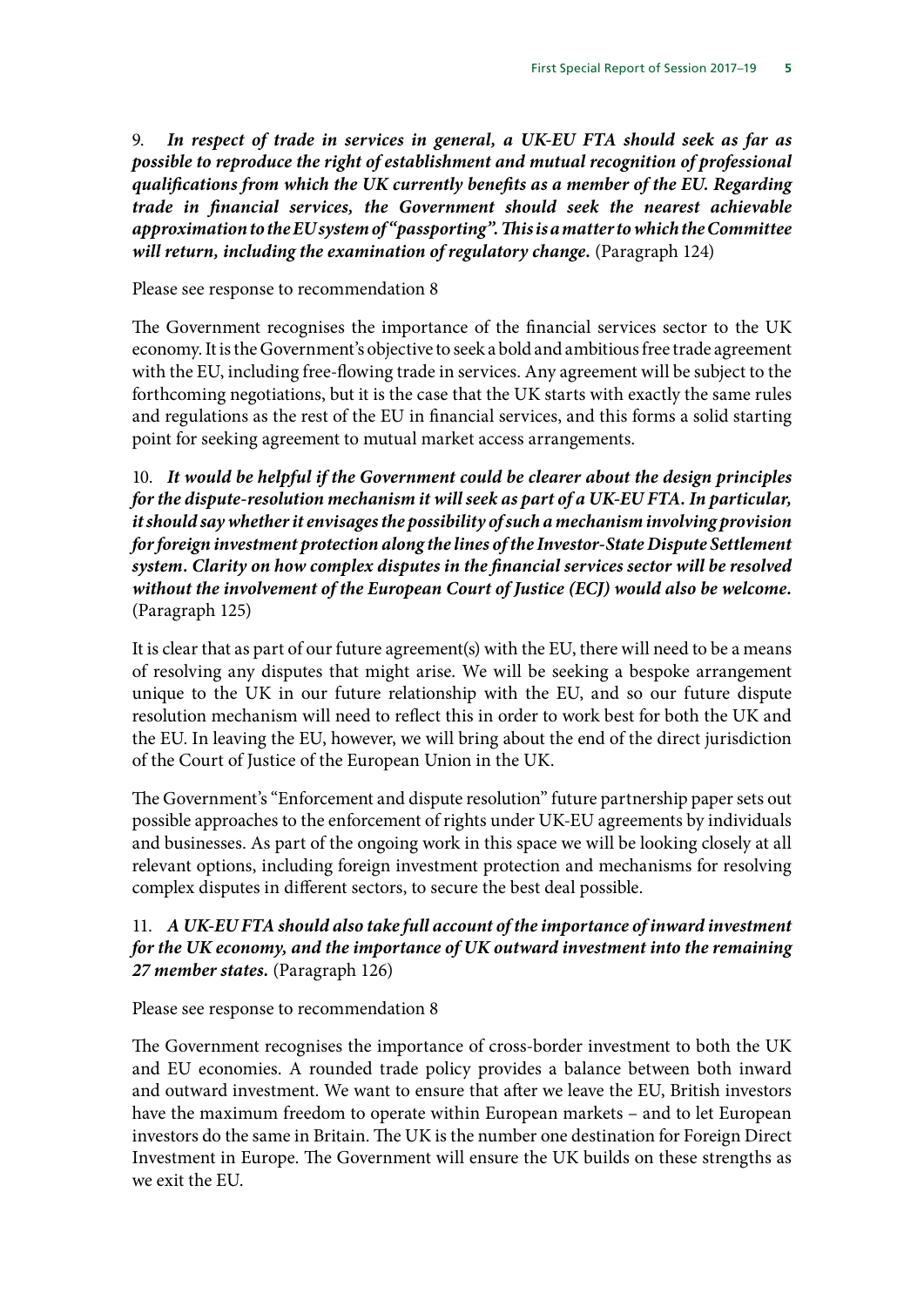9. ***In respect of trade in services in general, a UK-EU FTA should seek as far as possible to reproduce the right of establishment and mutual recognition of professional qualifications from which the UK currently benefits as a member of the EU. Regarding trade in financial services, the Government should seek the nearest achievable approximation to the EU system of "passporting". This is a matter to which the Committee will return, including the examination of regulatory change.*** (Paragraph 124)

Please see response to recommendation 8

The Government recognises the importance of the financial services sector to the UK economy. It is the Government's objective to seek a bold and ambitious free trade agreement with the EU, including free-flowing trade in services. Any agreement will be subject to the forthcoming negotiations, but it is the case that the UK starts with exactly the same rules and regulations as the rest of the EU in financial services, and this forms a solid starting point for seeking agreement to mutual market access arrangements.

10. ***It would be helpful if the Government could be clearer about the design principles for the dispute-resolution mechanism it will seek as part of a UK-EU FTA. In particular, it should say whether it envisages the possibility of such a mechanism involving provision for foreign investment protection along the lines of the Investor-State Dispute Settlement system. Clarity on how complex disputes in the financial services sector will be resolved without the involvement of the European Court of Justice (ECJ) would also be welcome.*** (Paragraph 125)

It is clear that as part of our future agreement(s) with the EU, there will need to be a means of resolving any disputes that might arise. We will be seeking a bespoke arrangement unique to the UK in our future relationship with the EU, and so our future dispute resolution mechanism will need to reflect this in order to work best for both the UK and the EU. In leaving the EU, however, we will bring about the end of the direct jurisdiction of the Court of Justice of the European Union in the UK.

The Government's "Enforcement and dispute resolution" future partnership paper sets out possible approaches to the enforcement of rights under UK-EU agreements by individuals and businesses. As part of the ongoing work in this space we will be looking closely at all relevant options, including foreign investment protection and mechanisms for resolving complex disputes in different sectors, to secure the best deal possible.

11. ***A UK-EU FTA should also take full account of the importance of inward investment for the UK economy, and the importance of UK outward investment into the remaining 27 member states.*** (Paragraph 126)

Please see response to recommendation 8

The Government recognises the importance of cross-border investment to both the UK and EU economies. A rounded trade policy provides a balance between both inward and outward investment. We want to ensure that after we leave the EU, British investors have the maximum freedom to operate within European markets – and to let European investors do the same in Britain. The UK is the number one destination for Foreign Direct Investment in Europe. The Government will ensure the UK builds on these strengths as we exit the EU.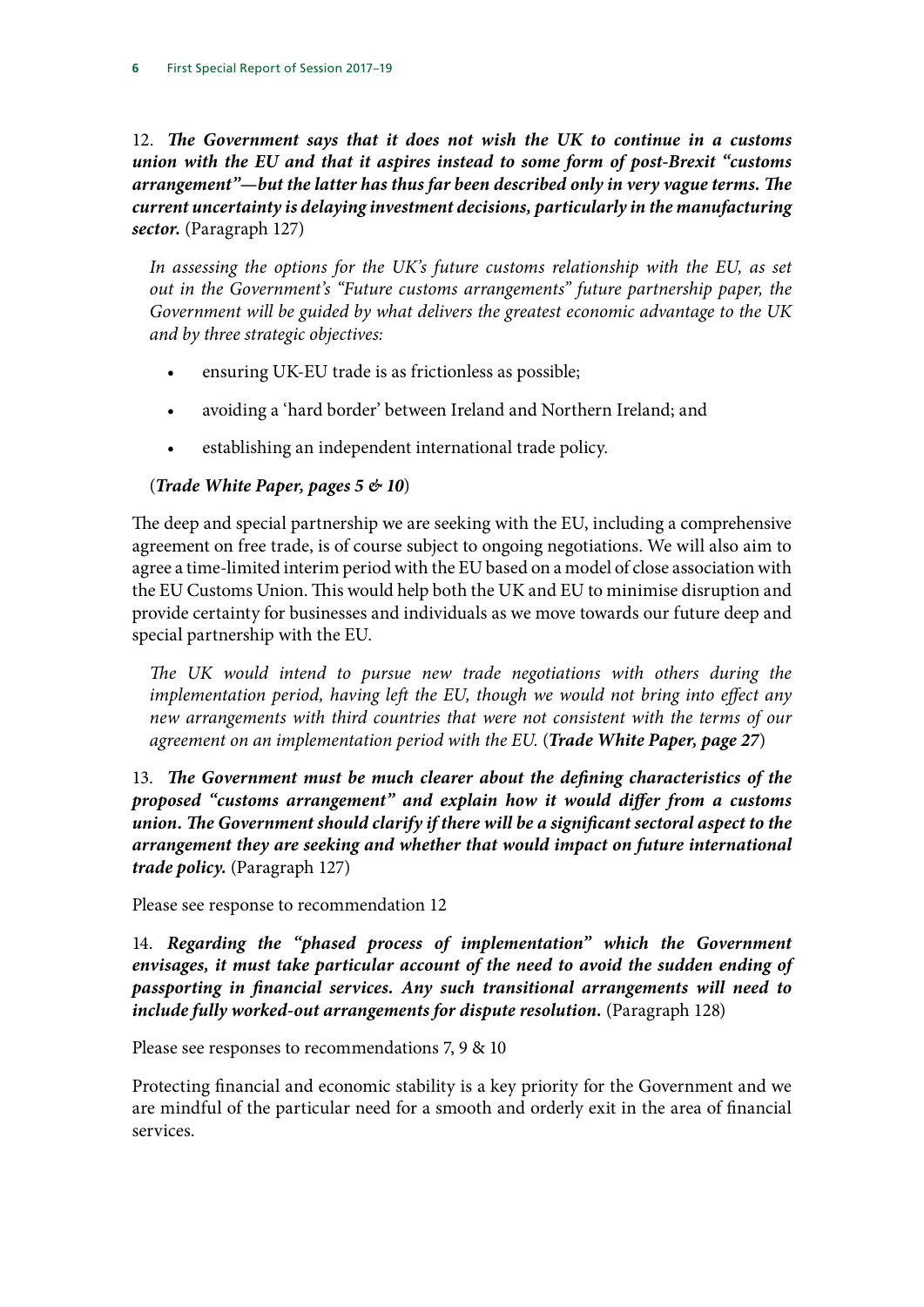12. ***The Government says that it does not wish the UK to continue in a customs union with the EU and that it aspires instead to some form of post-Brexit "customs arrangement"—but the latter has thus far been described only in very vague terms. The current uncertainty is delaying investment decisions, particularly in the manufacturing sector.*** (Paragraph 127)

*In assessing the options for the UK's future customs relationship with the EU, as set out in the Government's "Future customs arrangements" future partnership paper, the Government will be guided by what delivers the greatest economic advantage to the UK and by three strategic objectives:*

- ensuring UK-EU trade is as frictionless as possible;
- avoiding a 'hard border' between Ireland and Northern Ireland; and
- establishing an independent international trade policy.

(***Trade White Paper, pages 5 & 10***)

The deep and special partnership we are seeking with the EU, including a comprehensive agreement on free trade, is of course subject to ongoing negotiations. We will also aim to agree a time-limited interim period with the EU based on a model of close association with the EU Customs Union. This would help both the UK and EU to minimise disruption and provide certainty for businesses and individuals as we move towards our future deep and special partnership with the EU.

*The UK would intend to pursue new trade negotiations with others during the implementation period, having left the EU, though we would not bring into effect any new arrangements with third countries that were not consistent with the terms of our agreement on an implementation period with the EU.* (***Trade White Paper, page 27***)

13. ***The Government must be much clearer about the defining characteristics of the proposed "customs arrangement" and explain how it would differ from a customs union. The Government should clarify if there will be a significant sectoral aspect to the arrangement they are seeking and whether that would impact on future international trade policy.*** (Paragraph 127)

Please see response to recommendation 12

14. ***Regarding the "phased process of implementation" which the Government envisages, it must take particular account of the need to avoid the sudden ending of passporting in financial services. Any such transitional arrangements will need to include fully worked-out arrangements for dispute resolution.*** (Paragraph 128)

Please see responses to recommendations 7, 9 & 10

Protecting financial and economic stability is a key priority for the Government and we are mindful of the particular need for a smooth and orderly exit in the area of financial services.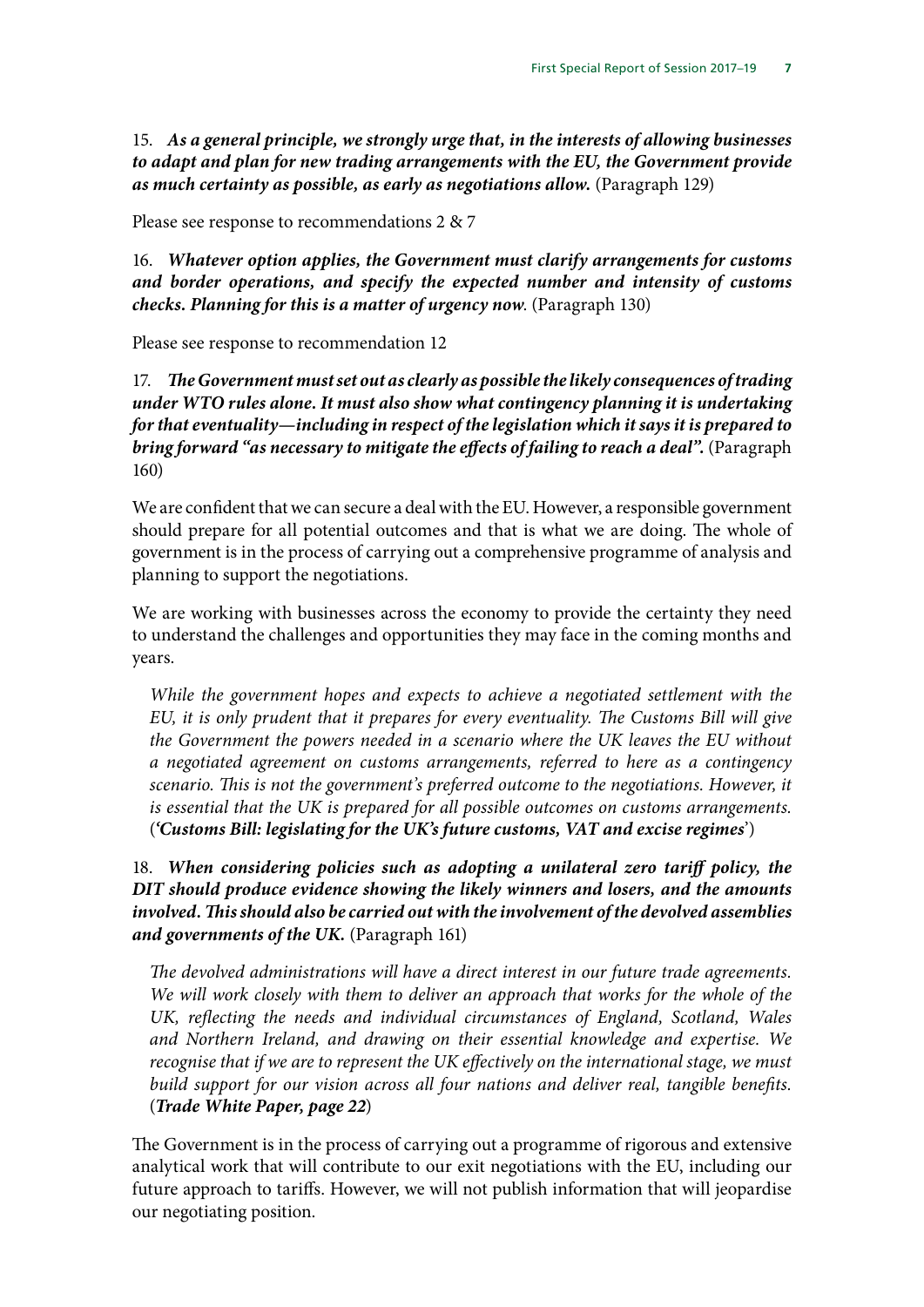15. ***As a general principle, we strongly urge that, in the interests of allowing businesses to adapt and plan for new trading arrangements with the EU, the Government provide as much certainty as possible, as early as negotiations allow.*** (Paragraph 129)

Please see response to recommendations 2 & 7

16. ***Whatever option applies, the Government must clarify arrangements for customs and border operations, and specify the expected number and intensity of customs checks. Planning for this is a matter of urgency now.*** (Paragraph 130)

Please see response to recommendation 12

17. ***The Government must set out as clearly as possible the likely consequences of trading under WTO rules alone. It must also show what contingency planning it is undertaking for that eventuality—including in respect of the legislation which it says it is prepared to bring forward "as necessary to mitigate the effects of failing to reach a deal".*** (Paragraph 160)

We are confident that we can secure a deal with the EU. However, a responsible government should prepare for all potential outcomes and that is what we are doing. The whole of government is in the process of carrying out a comprehensive programme of analysis and planning to support the negotiations.

We are working with businesses across the economy to provide the certainty they need to understand the challenges and opportunities they may face in the coming months and years.

> *While the government hopes and expects to achieve a negotiated settlement with the EU, it is only prudent that it prepares for every eventuality. The Customs Bill will give the Government the powers needed in a scenario where the UK leaves the EU without a negotiated agreement on customs arrangements, referred to here as a contingency scenario. This is not the government's preferred outcome to the negotiations. However, it is essential that the UK is prepared for all possible outcomes on customs arrangements.* (***'Customs Bill: legislating for the UK's future customs, VAT and excise regimes'***)

18. ***When considering policies such as adopting a unilateral zero tariff policy, the DIT should produce evidence showing the likely winners and losers, and the amounts involved. This should also be carried out with the involvement of the devolved assemblies and governments of the UK.*** (Paragraph 161)

> *The devolved administrations will have a direct interest in our future trade agreements. We will work closely with them to deliver an approach that works for the whole of the UK, reflecting the needs and individual circumstances of England, Scotland, Wales and Northern Ireland, and drawing on their essential knowledge and expertise. We recognise that if we are to represent the UK effectively on the international stage, we must build support for our vision across all four nations and deliver real, tangible benefits.* (***Trade White Paper, page 22***)

The Government is in the process of carrying out a programme of rigorous and extensive analytical work that will contribute to our exit negotiations with the EU, including our future approach to tariffs. However, we will not publish information that will jeopardise our negotiating position.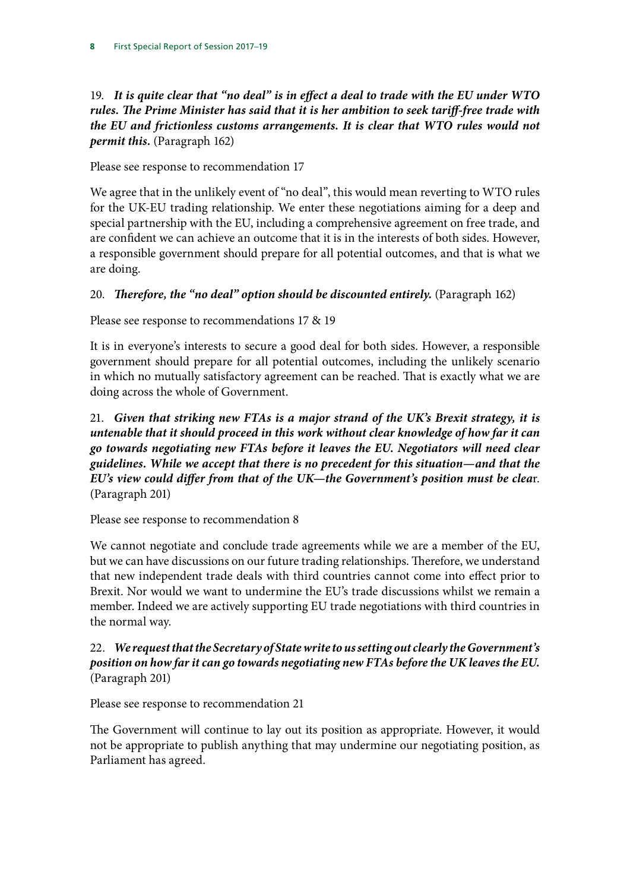19. ***It is quite clear that "no deal" is in effect a deal to trade with the EU under WTO rules. The Prime Minister has said that it is her ambition to seek tariff-free trade with the EU and frictionless customs arrangements. It is clear that WTO rules would not permit this.*** (Paragraph 162)

Please see response to recommendation 17

We agree that in the unlikely event of "no deal", this would mean reverting to WTO rules for the UK-EU trading relationship. We enter these negotiations aiming for a deep and special partnership with the EU, including a comprehensive agreement on free trade, and are confident we can achieve an outcome that it is in the interests of both sides. However, a responsible government should prepare for all potential outcomes, and that is what we are doing.

20. ***Therefore, the "no deal" option should be discounted entirely.*** (Paragraph 162)

Please see response to recommendations 17 & 19

It is in everyone's interests to secure a good deal for both sides. However, a responsible government should prepare for all potential outcomes, including the unlikely scenario in which no mutually satisfactory agreement can be reached. That is exactly what we are doing across the whole of Government.

21. ***Given that striking new FTAs is a major strand of the UK's Brexit strategy, it is untenable that it should proceed in this work without clear knowledge of how far it can go towards negotiating new FTAs before it leaves the EU. Negotiators will need clear guidelines. While we accept that there is no precedent for this situation—and that the EU's view could differ from that of the UK—the Government's position must be clea***r. (Paragraph 201)

Please see response to recommendation 8

We cannot negotiate and conclude trade agreements while we are a member of the EU, but we can have discussions on our future trading relationships. Therefore, we understand that new independent trade deals with third countries cannot come into effect prior to Brexit. Nor would we want to undermine the EU's trade discussions whilst we remain a member. Indeed we are actively supporting EU trade negotiations with third countries in the normal way.

22. ***We request that the Secretary of State write to us setting out clearly the Government's position on how far it can go towards negotiating new FTAs before the UK leaves the EU.*** (Paragraph 201)

Please see response to recommendation 21

The Government will continue to lay out its position as appropriate. However, it would not be appropriate to publish anything that may undermine our negotiating position, as Parliament has agreed.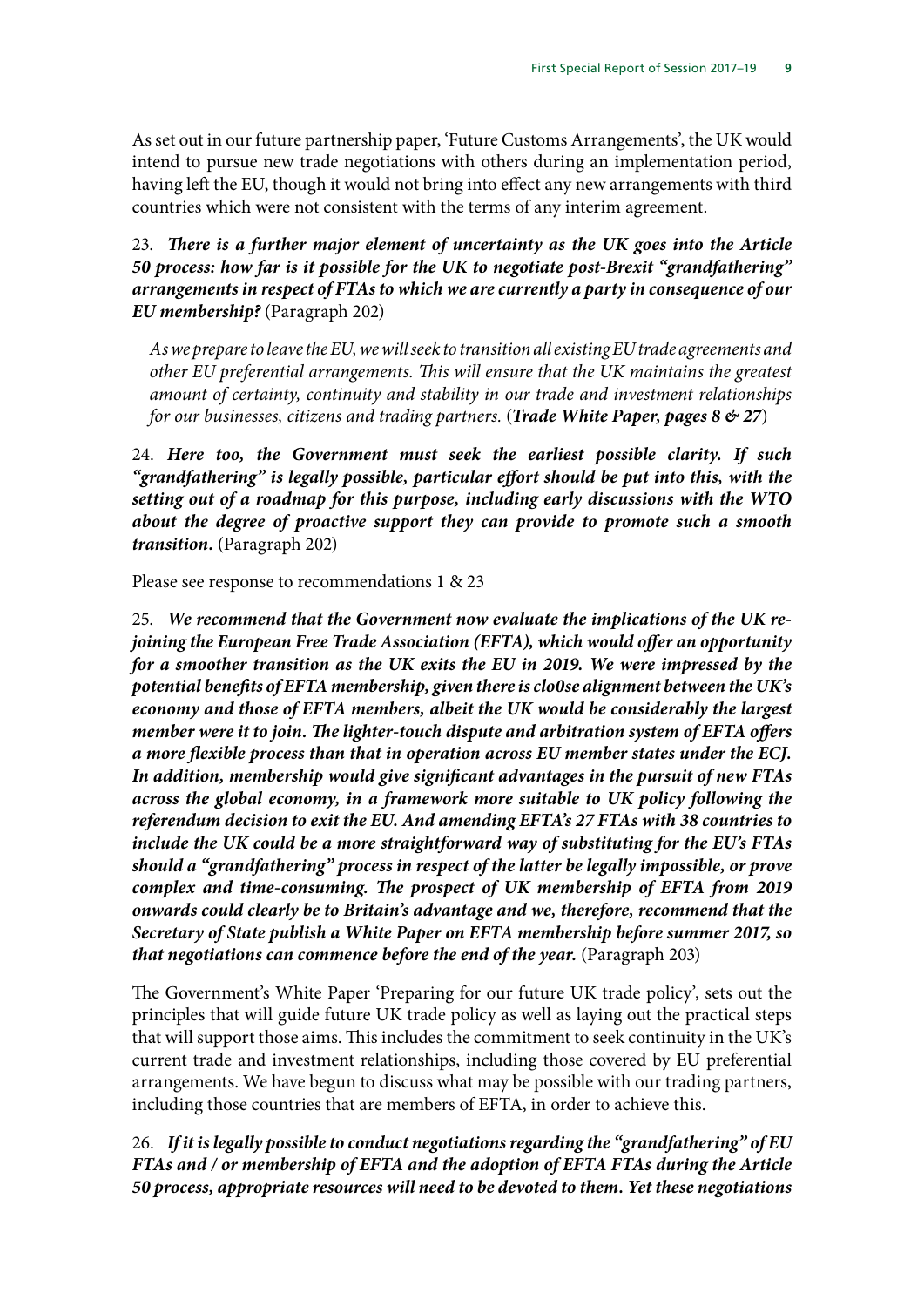As set out in our future partnership paper, 'Future Customs Arrangements', the UK would intend to pursue new trade negotiations with others during an implementation period, having left the EU, though it would not bring into effect any new arrangements with third countries which were not consistent with the terms of any interim agreement.

23. ***There is a further major element of uncertainty as the UK goes into the Article 50 process: how far is it possible for the UK to negotiate post-Brexit "grandfathering" arrangements in respect of FTAs to which we are currently a party in consequence of our EU membership?*** (Paragraph 202)

> *As we prepare to leave the EU, we will seek to transition all existing EU trade agreements and other EU preferential arrangements. This will ensure that the UK maintains the greatest amount of certainty, continuity and stability in our trade and investment relationships for our businesses, citizens and trading partners.* (***Trade White Paper, pages 8 & 27***)

24. ***Here too, the Government must seek the earliest possible clarity. If such "grandfathering" is legally possible, particular effort should be put into this, with the setting out of a roadmap for this purpose, including early discussions with the WTO about the degree of proactive support they can provide to promote such a smooth transition.*** (Paragraph 202)

Please see response to recommendations 1 & 23

25. ***We recommend that the Government now evaluate the implications of the UK re-joining the European Free Trade Association (EFTA), which would offer an opportunity for a smoother transition as the UK exits the EU in 2019. We were impressed by the potential benefits of EFTA membership, given there is clo0se alignment between the UK's economy and those of EFTA members, albeit the UK would be considerably the largest member were it to join. The lighter-touch dispute and arbitration system of EFTA offers a more flexible process than that in operation across EU member states under the ECJ. In addition, membership would give significant advantages in the pursuit of new FTAs across the global economy, in a framework more suitable to UK policy following the referendum decision to exit the EU. And amending EFTA's 27 FTAs with 38 countries to include the UK could be a more straightforward way of substituting for the EU's FTAs should a "grandfathering" process in respect of the latter be legally impossible, or prove complex and time-consuming. The prospect of UK membership of EFTA from 2019 onwards could clearly be to Britain's advantage and we, therefore, recommend that the Secretary of State publish a White Paper on EFTA membership before summer 2017, so that negotiations can commence before the end of the year.*** (Paragraph 203)

The Government's White Paper 'Preparing for our future UK trade policy', sets out the principles that will guide future UK trade policy as well as laying out the practical steps that will support those aims. This includes the commitment to seek continuity in the UK's current trade and investment relationships, including those covered by EU preferential arrangements. We have begun to discuss what may be possible with our trading partners, including those countries that are members of EFTA, in order to achieve this.

26. ***If it is legally possible to conduct negotiations regarding the "grandfathering" of EU FTAs and / or membership of EFTA and the adoption of EFTA FTAs during the Article 50 process, appropriate resources will need to be devoted to them. Yet these negotiations***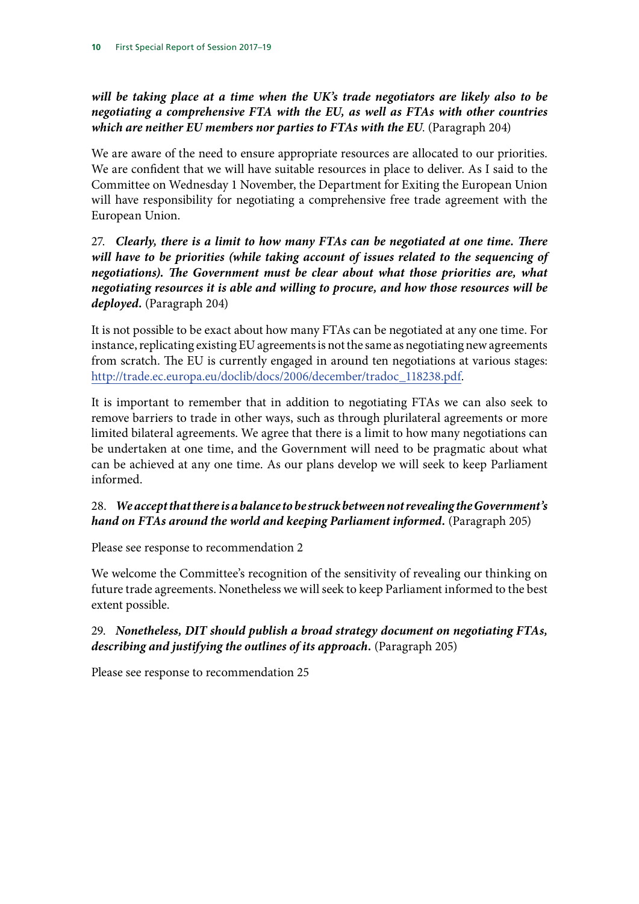***will be taking place at a time when the UK's trade negotiators are likely also to be negotiating a comprehensive FTA with the EU, as well as FTAs with other countries which are neither EU members nor parties to FTAs with the EU.*** (Paragraph 204)

We are aware of the need to ensure appropriate resources are allocated to our priorities. We are confident that we will have suitable resources in place to deliver. As I said to the Committee on Wednesday 1 November, the Department for Exiting the European Union will have responsibility for negotiating a comprehensive free trade agreement with the European Union.

27. ***Clearly, there is a limit to how many FTAs can be negotiated at one time. There will have to be priorities (while taking account of issues related to the sequencing of negotiations). The Government must be clear about what those priorities are, what negotiating resources it is able and willing to procure, and how those resources will be deployed.*** (Paragraph 204)

It is not possible to be exact about how many FTAs can be negotiated at any one time. For instance, replicating existing EU agreements is not the same as negotiating new agreements from scratch. The EU is currently engaged in around ten negotiations at various stages: http://trade.ec.europa.eu/doclib/docs/2006/december/tradoc_118238.pdf.

It is important to remember that in addition to negotiating FTAs we can also seek to remove barriers to trade in other ways, such as through plurilateral agreements or more limited bilateral agreements. We agree that there is a limit to how many negotiations can be undertaken at one time, and the Government will need to be pragmatic about what can be achieved at any one time. As our plans develop we will seek to keep Parliament informed.

28. ***We accept that there is a balance to be struck between not revealing the Government's hand on FTAs around the world and keeping Parliament informed.*** (Paragraph 205)

Please see response to recommendation 2

We welcome the Committee's recognition of the sensitivity of revealing our thinking on future trade agreements. Nonetheless we will seek to keep Parliament informed to the best extent possible.

29. ***Nonetheless, DIT should publish a broad strategy document on negotiating FTAs, describing and justifying the outlines of its approach.*** (Paragraph 205)

Please see response to recommendation 25